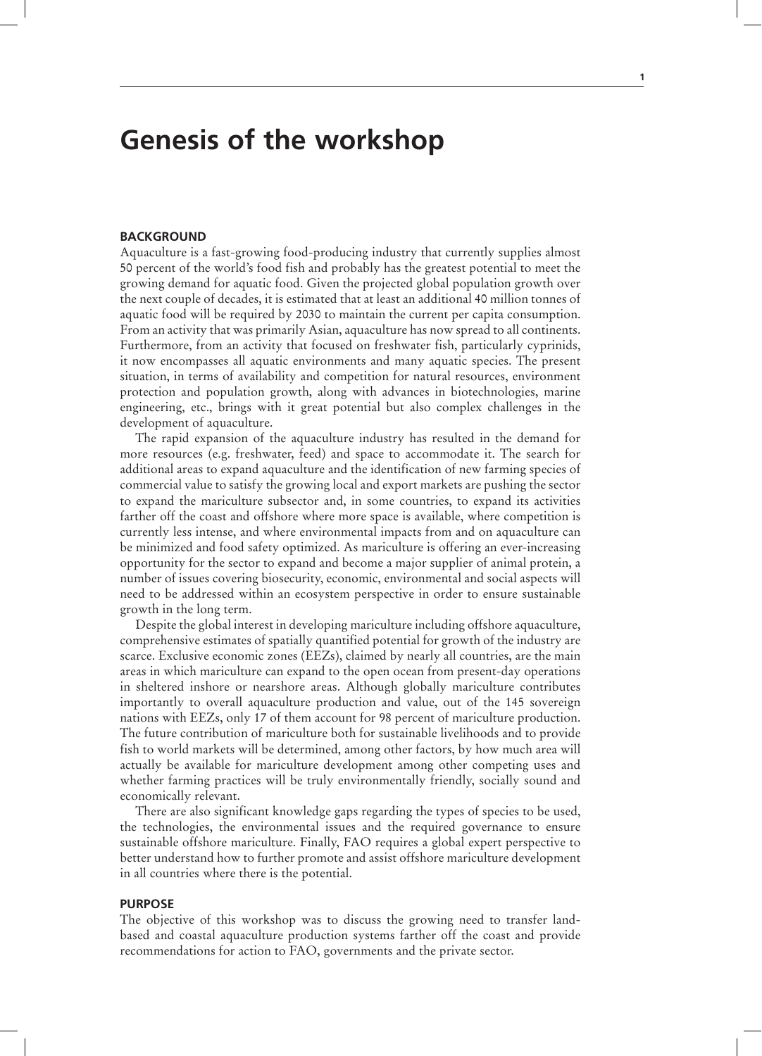# Genesis of the workshop

## BACKGROUND

Aquaculture is a fast-growing food-producing industry that currently supplies almost 50 percent of the world's food fish and probably has the greatest potential to meet the growing demand for aquatic food. Given the projected global population growth over the next couple of decades, it is estimated that at least an additional 40 million tonnes of aquatic food will be required by 2030 to maintain the current per capita consumption. From an activity that was primarily Asian, aquaculture has now spread to all continents. Furthermore, from an activity that focused on freshwater fish, particularly cyprinids, it now encompasses all aquatic environments and many aquatic species. The present situation, in terms of availability and competition for natural resources, environment protection and population growth, along with advances in biotechnologies, marine engineering, etc., brings with it great potential but also complex challenges in the development of aquaculture.

The rapid expansion of the aquaculture industry has resulted in the demand for more resources (e.g. freshwater, feed) and space to accommodate it. The search for additional areas to expand aquaculture and the identification of new farming species of commercial value to satisfy the growing local and export markets are pushing the sector to expand the mariculture subsector and, in some countries, to expand its activities farther off the coast and offshore where more space is available, where competition is currently less intense, and where environmental impacts from and on aquaculture can be minimized and food safety optimized. As mariculture is offering an ever-increasing opportunity for the sector to expand and become a major supplier of animal protein, a number of issues covering biosecurity, economic, environmental and social aspects will need to be addressed within an ecosystem perspective in order to ensure sustainable growth in the long term.

Despite the global interest in developing mariculture including offshore aquaculture, comprehensive estimates of spatially quantified potential for growth of the industry are scarce. Exclusive economic zones (EEZs), claimed by nearly all countries, are the main areas in which mariculture can expand to the open ocean from present-day operations in sheltered inshore or nearshore areas. Although globally mariculture contributes importantly to overall aquaculture production and value, out of the 145 sovereign nations with EEZs, only 17 of them account for 98 percent of mariculture production. The future contribution of mariculture both for sustainable livelihoods and to provide fish to world markets will be determined, among other factors, by how much area will actually be available for mariculture development among other competing uses and whether farming practices will be truly environmentally friendly, socially sound and economically relevant.

There are also significant knowledge gaps regarding the types of species to be used, the technologies, the environmental issues and the required governance to ensure sustainable offshore mariculture. Finally, FAO requires a global expert perspective to better understand how to further promote and assist offshore mariculture development in all countries where there is the potential.

## PURPOSE

The objective of this workshop was to discuss the growing need to transfer land-based and coastal aquaculture production systems farther off the coast and provide recommendations for action to FAO, governments and the private sector.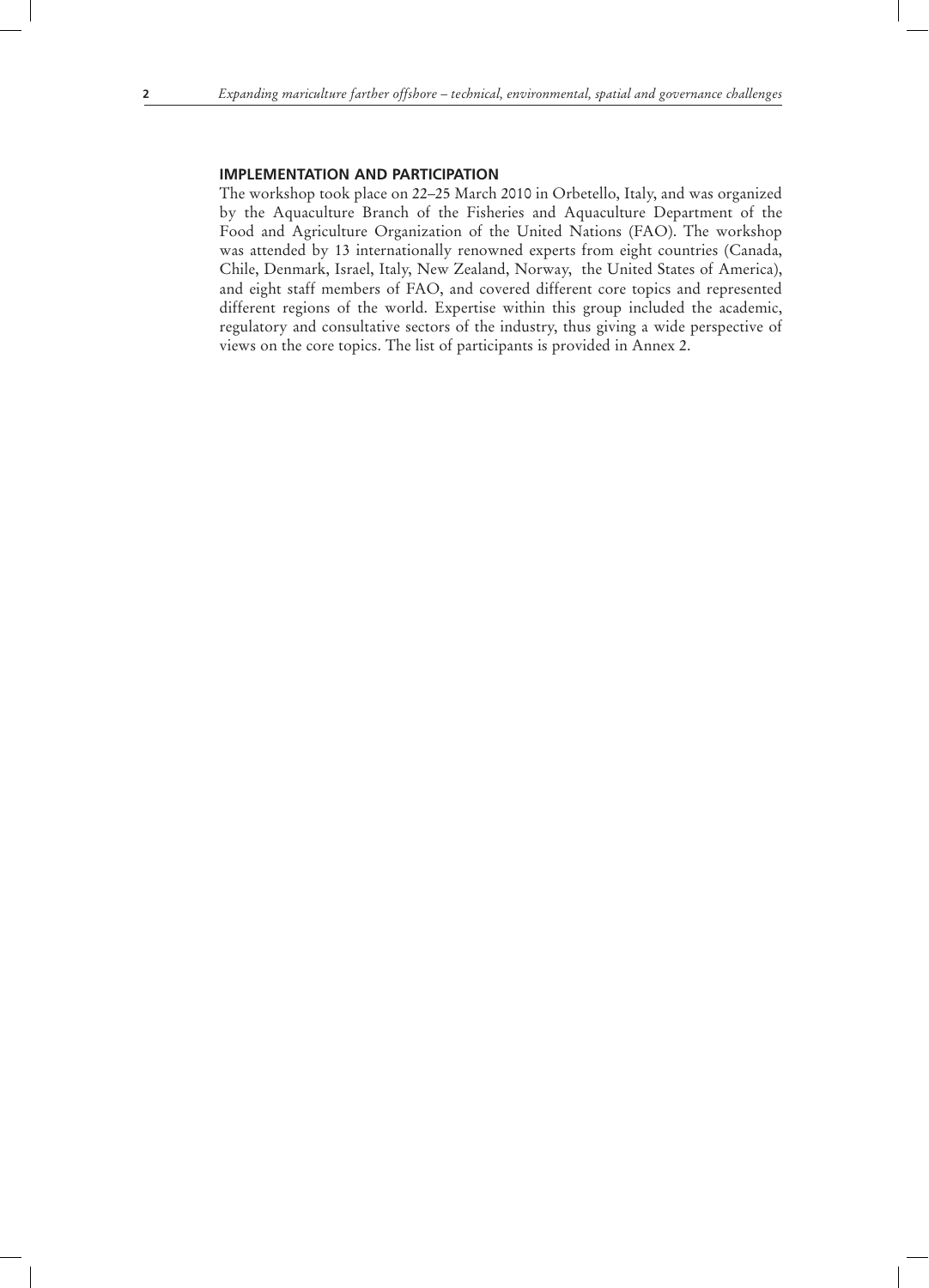## IMPLEMENTATION AND PARTICIPATION

The workshop took place on 22–25 March 2010 in Orbetello, Italy, and was organized by the Aquaculture Branch of the Fisheries and Aquaculture Department of the Food and Agriculture Organization of the United Nations (FAO). The workshop was attended by 13 internationally renowned experts from eight countries (Canada, Chile, Denmark, Israel, Italy, New Zealand, Norway, the United States of America), and eight staff members of FAO, and covered different core topics and represented different regions of the world. Expertise within this group included the academic, regulatory and consultative sectors of the industry, thus giving a wide perspective of views on the core topics. The list of participants is provided in Annex 2.